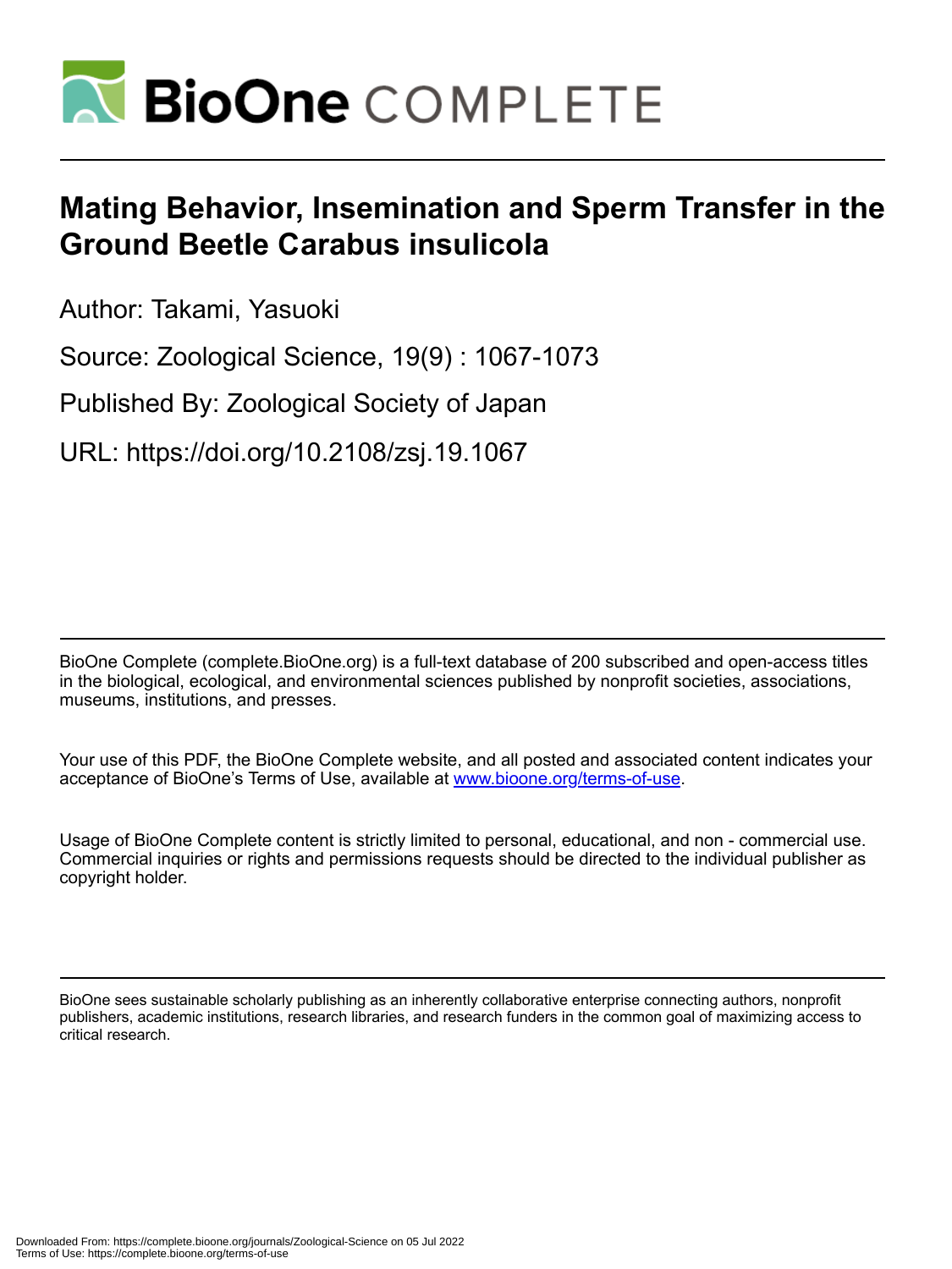# Mating Behavior, Insemination and Sperm Transfer in the Ground Beetle Carabus insulicola

Author: Takami, Yasuoki

Source: Zoological Science, 19(9) : 1067-1073

Published By: Zoological Society of Japan

URL: https://doi.org/10.2108/zsj.19.1067

BioOne Complete (complete.BioOne.org) is a full-text database of 200 subscribed and open-access titles in the biological, ecological, and environmental sciences published by nonprofit societies, associations, museums, institutions, and presses.

Your use of this PDF, the BioOne Complete website, and all posted and associated content indicates your acceptance of BioOne's Terms of Use, available at www.bioone.org/terms-of-use.

Usage of BioOne Complete content is strictly limited to personal, educational, and non - commercial use. Commercial inquiries or rights and permissions requests should be directed to the individual publisher as copyright holder.

BioOne sees sustainable scholarly publishing as an inherently collaborative enterprise connecting authors, nonprofit publishers, academic institutions, research libraries, and research funders in the common goal of maximizing access to critical research.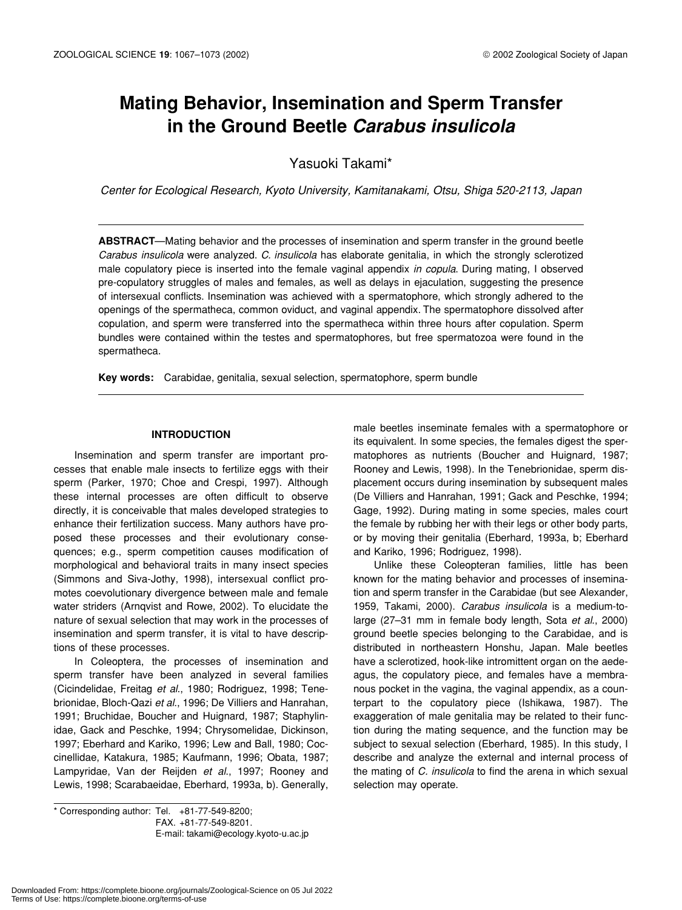# Mating Behavior, Insemination and Sperm Transfer in the Ground Beetle *Carabus insulicola*

Yasuoki Takami*

*Center for Ecological Research, Kyoto University, Kamitanakami, Otsu, Shiga 520-2113, Japan*

**ABSTRACT**—Mating behavior and the processes of insemination and sperm transfer in the ground beetle *Carabus insulicola* were analyzed. *C. insulicola* has elaborate genitalia, in which the strongly sclerotized male copulatory piece is inserted into the female vaginal appendix *in copula*. During mating, I observed pre-copulatory struggles of males and females, as well as delays in ejaculation, suggesting the presence of intersexual conflicts. Insemination was achieved with a spermatophore, which strongly adhered to the openings of the spermatheca, common oviduct, and vaginal appendix. The spermatophore dissolved after copulation, and sperm were transferred into the spermatheca within three hours after copulation. Sperm bundles were contained within the testes and spermatophores, but free spermatozoa were found in the spermatheca.

**Key words:** Carabidae, genitalia, sexual selection, spermatophore, sperm bundle

## INTRODUCTION

Insemination and sperm transfer are important processes that enable male insects to fertilize eggs with their sperm (Parker, 1970; Choe and Crespi, 1997). Although these internal processes are often difficult to observe directly, it is conceivable that males developed strategies to enhance their fertilization success. Many authors have proposed these processes and their evolutionary consequences; e.g., sperm competition causes modification of morphological and behavioral traits in many insect species (Simmons and Siva-Jothy, 1998), intersexual conflict promotes coevolutionary divergence between male and female water striders (Arnqvist and Rowe, 2002). To elucidate the nature of sexual selection that may work in the processes of insemination and sperm transfer, it is vital to have descriptions of these processes.

In Coleoptera, the processes of insemination and sperm transfer have been analyzed in several families (Cicindelidae, Freitag *et al*., 1980; Rodriguez, 1998; Tenebrionidae, Bloch-Qazi *et al*., 1996; De Villiers and Hanrahan, 1991; Bruchidae, Boucher and Huignard, 1987; Staphylinidae, Gack and Peschke, 1994; Chrysomelidae, Dickinson, 1997; Eberhard and Kariko, 1996; Lew and Ball, 1980; Coccinellidae, Katakura, 1985; Kaufmann, 1996; Obata, 1987; Lampyridae, Van der Reijden *et al*., 1997; Rooney and Lewis, 1998; Scarabaeidae, Eberhard, 1993a, b). Generally, male beetles inseminate females with a spermatophore or its equivalent. In some species, the females digest the spermatophores as nutrients (Boucher and Huignard, 1987; Rooney and Lewis, 1998). In the Tenebrionidae, sperm displacement occurs during insemination by subsequent males (De Villiers and Hanrahan, 1991; Gack and Peschke, 1994; Gage, 1992). During mating in some species, males court the female by rubbing her with their legs or other body parts, or by moving their genitalia (Eberhard, 1993a, b; Eberhard and Kariko, 1996; Rodriguez, 1998).

Unlike these Coleopteran families, little has been known for the mating behavior and processes of insemination and sperm transfer in the Carabidae (but see Alexander, 1959, Takami, 2000). *Carabus insulicola* is a medium-to-large (27–31 mm in female body length, Sota *et al*., 2000) ground beetle species belonging to the Carabidae, and is distributed in northeastern Honshu, Japan. Male beetles have a sclerotized, hook-like intromittent organ on the aedeagus, the copulatory piece, and females have a membranous pocket in the vagina, the vaginal appendix, as a counterpart to the copulatory piece (Ishikawa, 1987). The exaggeration of male genitalia may be related to their function during the mating sequence, and the function may be subject to sexual selection (Eberhard, 1985). In this study, I describe and analyze the external and internal process of the mating of *C. insulicola* to find the arena in which sexual selection may operate.

\* Corresponding author: Tel. +81-77-549-8200;
FAX. +81-77-549-8201.
E-mail: takami@ecology.kyoto-u.ac.jp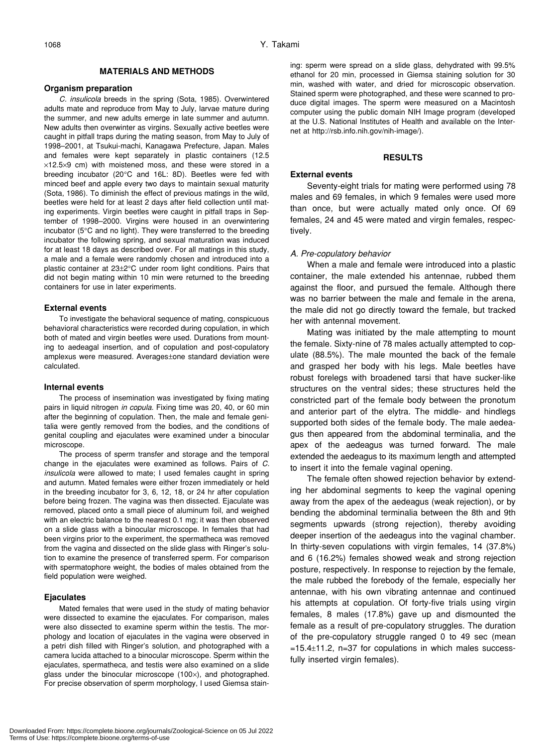## MATERIALS AND METHODS

### Organism preparation

*C. insulicola* breeds in the spring (Sota, 1985). Overwintered adults mate and reproduce from May to July, larvae mature during the summer, and new adults emerge in late summer and autumn. New adults then overwinter as virgins. Sexually active beetles were caught in pitfall traps during the mating season, from May to July of 1998–2001, at Tsukui-machi, Kanagawa Prefecture, Japan. Males and females were kept separately in plastic containers (12.5 ×12.5×9 cm) with moistened moss, and these were stored in a breeding incubator (20°C and 16L: 8D). Beetles were fed with minced beef and apple every two days to maintain sexual maturity (Sota, 1986). To diminish the effect of previous matings in the wild, beetles were held for at least 2 days after field collection until mating experiments. Virgin beetles were caught in pitfall traps in September of 1998–2000. Virgins were housed in an overwintering incubator (5°C and no light). They were transferred to the breeding incubator the following spring, and sexual maturation was induced for at least 18 days as described over. For all matings in this study, a male and a female were randomly chosen and introduced into a plastic container at 23±2°C under room light conditions. Pairs that did not begin mating within 10 min were returned to the breeding containers for use in later experiments.

### External events

To investigate the behavioral sequence of mating, conspicuous behavioral characteristics were recorded during copulation, in which both of mated and virgin beetles were used. Durations from mounting to aedeagal insertion, and of copulation and post-copulatory amplexus were measured. Averages±one standard deviation were calculated.

### Internal events

The process of insemination was investigated by fixing mating pairs in liquid nitrogen *in copula*. Fixing time was 20, 40, or 60 min after the beginning of copulation. Then, the male and female genitalia were gently removed from the bodies, and the conditions of genital coupling and ejaculates were examined under a binocular microscope.

The process of sperm transfer and storage and the temporal change in the ejaculates were examined as follows. Pairs of *C. insulicola* were allowed to mate; I used females caught in spring and autumn. Mated females were either frozen immediately or held in the breeding incubator for 3, 6, 12, 18, or 24 hr after copulation before being frozen. The vagina was then dissected. Ejaculate was removed, placed onto a small piece of aluminum foil, and weighed with an electric balance to the nearest 0.1 mg; it was then observed on a slide glass with a binocular microscope. In females that had been virgins prior to the experiment, the spermatheca was removed from the vagina and dissected on the slide glass with Ringer's solution to examine the presence of transferred sperm. For comparison with spermatophore weight, the bodies of males obtained from the field population were weighed.

### Ejaculates

Mated females that were used in the study of mating behavior were dissected to examine the ejaculates. For comparison, males were also dissected to examine sperm within the testis. The morphology and location of ejaculates in the vagina were observed in a petri dish filled with Ringer's solution, and photographed with a camera lucida attached to a binocular microscope. Sperm within the ejaculates, spermatheca, and testis were also examined on a slide glass under the binocular microscope (100×), and photographed. For precise observation of sperm morphology, I used Giemsa staining: sperm were spread on a slide glass, dehydrated with 99.5% ethanol for 20 min, processed in Giemsa staining solution for 30 min, washed with water, and dried for microscopic observation. Stained sperm were photographed, and these were scanned to produce digital images. The sperm were measured on a Macintosh computer using the public domain NIH Image program (developed at the U.S. National Institutes of Health and available on the Internet at http://rsb.info.nih.gov/nih-image/).

## RESULTS

### External events

Seventy-eight trials for mating were performed using 78 males and 69 females, in which 9 females were used more than once, but were actually mated only once. Of 69 females, 24 and 45 were mated and virgin females, respectively.

#### *A. Pre-copulatory behavior*

When a male and female were introduced into a plastic container, the male extended his antennae, rubbed them against the floor, and pursued the female. Although there was no barrier between the male and female in the arena, the male did not go directly toward the female, but tracked her with antennal movement.

Mating was initiated by the male attempting to mount the female. Sixty-nine of 78 males actually attempted to copulate (88.5%). The male mounted the back of the female and grasped her body with his legs. Male beetles have robust forelegs with broadened tarsi that have sucker-like structures on the ventral sides; these structures held the constricted part of the female body between the pronotum and anterior part of the elytra. The middle- and hindlegs supported both sides of the female body. The male aedeagus then appeared from the abdominal terminalia, and the apex of the aedeagus was turned forward. The male extended the aedeagus to its maximum length and attempted to insert it into the female vaginal opening.

The female often showed rejection behavior by extending her abdominal segments to keep the vaginal opening away from the apex of the aedeagus (weak rejection), or by bending the abdominal terminalia between the 8th and 9th segments upwards (strong rejection), thereby avoiding deeper insertion of the aedeagus into the vaginal chamber. In thirty-seven copulations with virgin females, 14 (37.8%) and 6 (16.2%) females showed weak and strong rejection posture, respectively. In response to rejection by the female, the male rubbed the forebody of the female, especially her antennae, with his own vibrating antennae and continued his attempts at copulation. Of forty-five trials using virgin females, 8 males (17.8%) gave up and dismounted the female as a result of pre-copulatory struggles. The duration of the pre-copulatory struggle ranged 0 to 49 sec (mean =15.4±11.2, n=37 for copulations in which males successfully inserted virgin females).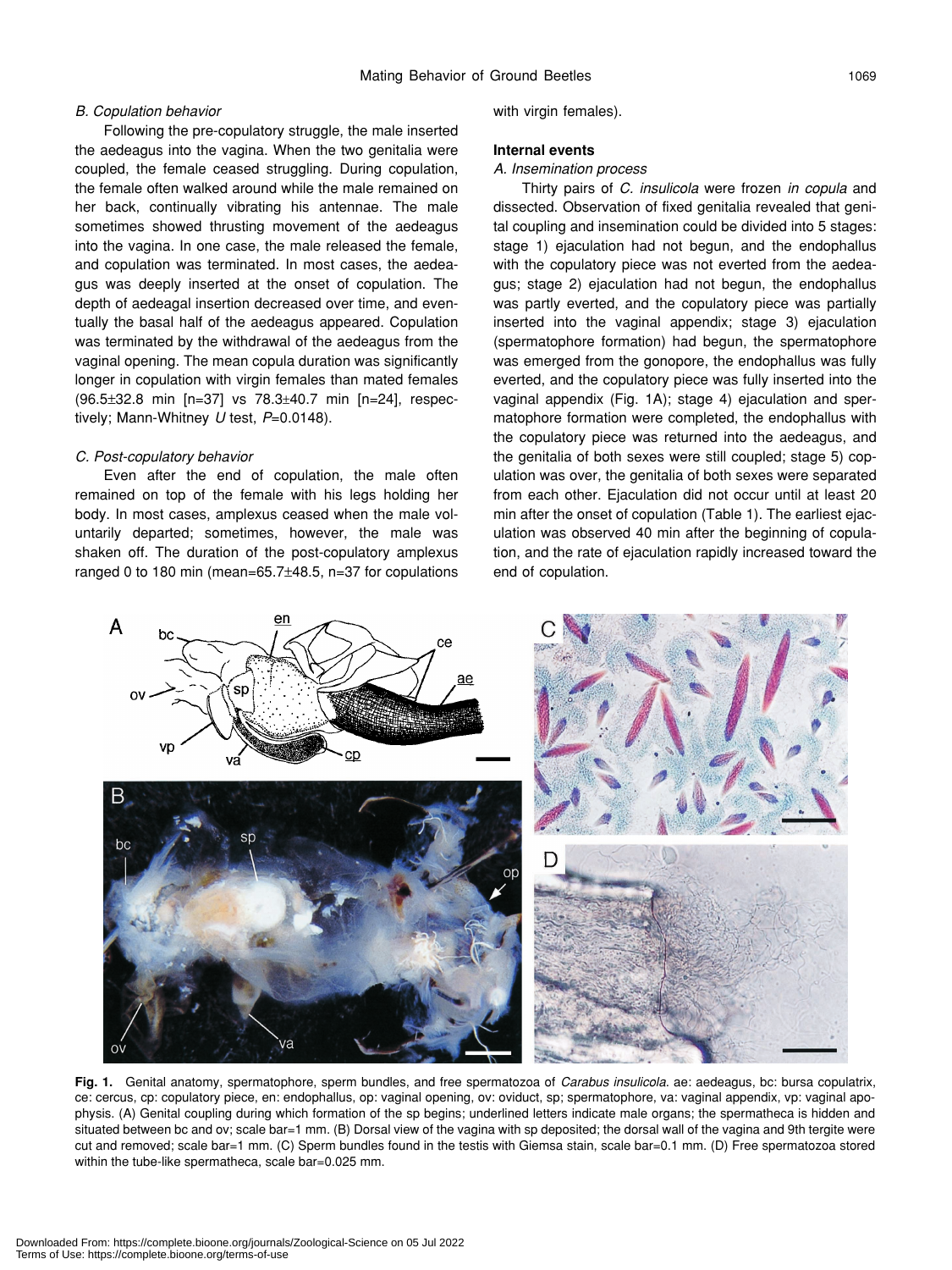### B. Copulation behavior

Following the pre-copulatory struggle, the male inserted the aedeagus into the vagina. When the two genitalia were coupled, the female ceased struggling. During copulation, the female often walked around while the male remained on her back, continually vibrating his antennae. The male sometimes showed thrusting movement of the aedeagus into the vagina. In one case, the male released the female, and copulation was terminated. In most cases, the aedeagus was deeply inserted at the onset of copulation. The depth of aedeagal insertion decreased over time, and eventually the basal half of the aedeagus appeared. Copulation was terminated by the withdrawal of the aedeagus from the vaginal opening. The mean copula duration was significantly longer in copulation with virgin females than mated females (96.5±32.8 min [n=37] vs 78.3±40.7 min [n=24], respectively; Mann-Whitney *U* test, *P*=0.0148).

### C. Post-copulatory behavior

Even after the end of copulation, the male often remained on top of the female with his legs holding her body. In most cases, amplexus ceased when the male voluntarily departed; sometimes, however, the male was shaken off. The duration of the post-copulatory amplexus ranged 0 to 180 min (mean=65.7±48.5, n=37 for copulations with virgin females).

## Internal events

### A. Insemination process

Thirty pairs of *C. insulicola* were frozen *in copula* and dissected. Observation of fixed genitalia revealed that genital coupling and insemination could be divided into 5 stages: stage 1) ejaculation had not begun, and the endophallus with the copulatory piece was not everted from the aedeagus; stage 2) ejaculation had not begun, the endophallus was partly everted, and the copulatory piece was partially inserted into the vaginal appendix; stage 3) ejaculation (spermatophore formation) had begun, the spermatophore was emerged from the gonopore, the endophallus was fully everted, and the copulatory piece was fully inserted into the vaginal appendix (Fig. 1A); stage 4) ejaculation and spermatophore formation were completed, the endophallus with the copulatory piece was returned into the aedeagus, and the genitalia of both sexes were still coupled; stage 5) copulation was over, the genitalia of both sexes were separated from each other. Ejaculation did not occur until at least 20 min after the onset of copulation (Table 1). The earliest ejaculation was observed 40 min after the beginning of copulation, and the rate of ejaculation rapidly increased toward the end of copulation.

**Fig. 1.** Genital anatomy, spermatophore, sperm bundles, and free spermatozoa of *Carabus insulicola*. ae: aedeagus, bc: bursa copulatrix, ce: cercus, cp: copulatory piece, en: endophallus, op: vaginal opening, ov: oviduct, sp; spermatophore, va: vaginal appendix, vp: vaginal apophysis. (A) Genital coupling during which formation of the sp begins; underlined letters indicate male organs; the spermatheca is hidden and situated between bc and ov; scale bar=1 mm. (B) Dorsal view of the vagina with sp deposited; the dorsal wall of the vagina and 9th tergite were cut and removed; scale bar=1 mm. (C) Sperm bundles found in the testis with Giemsa stain, scale bar=0.1 mm. (D) Free spermatozoa stored within the tube-like spermatheca, scale bar=0.025 mm.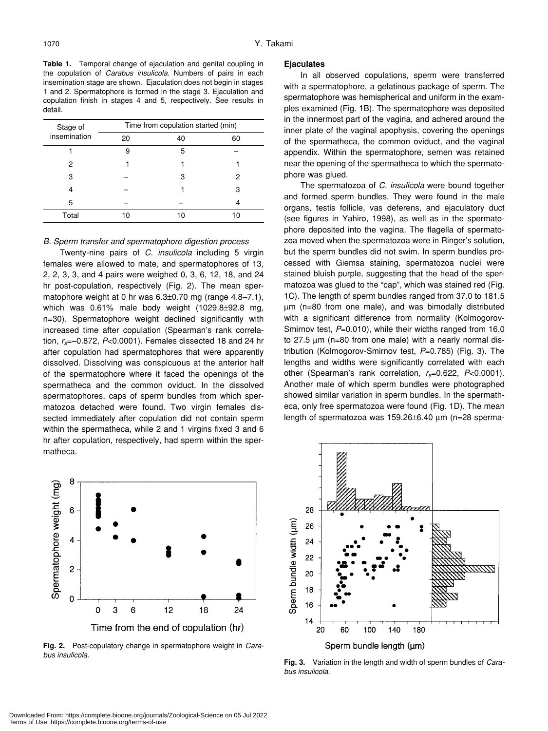**Table 1.** Temporal change of ejaculation and genital coupling in the copulation of *Carabus insulicola*. Numbers of pairs in each insemination stage are shown. Ejaculation does not begin in stages 1 and 2. Spermatophore is formed in the stage 3. Ejaculation and copulation finish in stages 4 and 5, respectively. See results in detail.

| Stage of insemination | Time from copulation started (min) | | |
|---|---|---|---|
| | 20 | 40 | 60 |
| 1 | 9 | 5 | – |
| 2 | 1 | 1 | 1 |
| 3 | – | 3 | 2 |
| 4 | – | 1 | 3 |
| 5 | – | – | 4 |
| Total | 10 | 10 | 10 |

*B. Sperm transfer and spermatophore digestion process*

Twenty-nine pairs of *C. insulicola* including 5 virgin females were allowed to mate, and spermatophores of 13, 2, 2, 3, 3, and 4 pairs were weighed 0, 3, 6, 12, 18, and 24 hr post-copulation, respectively (Fig. 2). The mean spermatophore weight at 0 hr was 6.3±0.70 mg (range 4.8–7.1), which was 0.61% male body weight (1029.8±92.8 mg, n=30). Spermatophore weight declined significantly with increased time after copulation (Spearman's rank correlation, $r_s$=–0.872, $P$<0.0001). Females dissected 18 and 24 hr after copulation had spermatophores that were apparently dissolved. Dissolving was conspicuous at the anterior half of the spermatophore where it faced the openings of the spermatheca and the common oviduct. In the dissolved spermatophores, caps of sperm bundles from which spermatozoa detached were found. Two virgin females dissected immediately after copulation did not contain sperm within the spermatheca, while 2 and 1 virgins fixed 3 and 6 hr after copulation, respectively, had sperm within the spermatheca.

**Fig. 2.** Post-copulatory change in spermatophore weight in *Carabus insulicola*.

**Ejaculates**

In all observed copulations, sperm were transferred with a spermatophore, a gelatinous package of sperm. The spermatophore was hemispherical and uniform in the examples examined (Fig. 1B). The spermatophore was deposited in the innermost part of the vagina, and adhered around the inner plate of the vaginal apophysis, covering the openings of the spermatheca, the common oviduct, and the vaginal appendix. Within the spermatophore, semen was retained near the opening of the spermatheca to which the spermatophore was glued.

The spermatozoa of *C. insulicola* were bound together and formed sperm bundles. They were found in the male organs, testis follicle, vas deferens, and ejaculatory duct (see figures in Yahiro, 1998), as well as in the spermatophore deposited into the vagina. The flagella of spermatozoa moved when the spermatozoa were in Ringer's solution, but the sperm bundles did not swim. In sperm bundles processed with Giemsa staining, spermatozoa nuclei were stained bluish purple, suggesting that the head of the spermatozoa was glued to the "cap", which was stained red (Fig. 1C). The length of sperm bundles ranged from 37.0 to 181.5 μm (n=80 from one male), and was bimodally distributed with a significant difference from normality (Kolmogorov-Smirnov test, $P$=0.010), while their widths ranged from 16.0 to 27.5 μm (n=80 from one male) with a nearly normal distribution (Kolmogorov-Smirnov test, $P$=0.785) (Fig. 3). The lengths and widths were significantly correlated with each other (Spearman's rank correlation, $r_s$=0.622, $P$<0.0001). Another male of which sperm bundles were photographed showed similar variation in sperm bundles. In the spermatheca, only free spermatozoa were found (Fig. 1D). The mean length of spermatozoa was 159.26±6.40 μm (n=28 sperma-

**Fig. 3.** Variation in the length and width of sperm bundles of *Carabus insulicola*.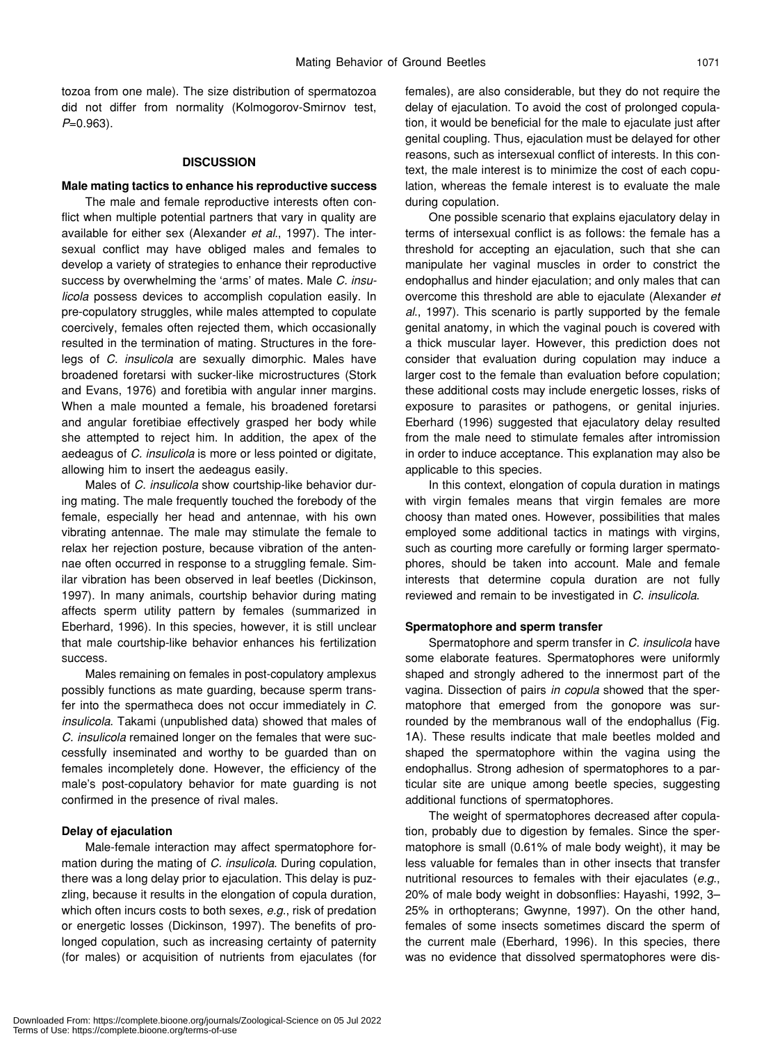tozoa from one male). The size distribution of spermatozoa did not differ from normality (Kolmogorov-Smirnov test, $P$=0.963).

## DISCUSSION

### Male mating tactics to enhance his reproductive success

The male and female reproductive interests often conflict when multiple potential partners that vary in quality are available for either sex (Alexander *et al.*, 1997). The intersexual conflict may have obliged males and females to develop a variety of strategies to enhance their reproductive success by overwhelming the 'arms' of mates. Male *C. insulicola* possess devices to accomplish copulation easily. In pre-copulatory struggles, while males attempted to copulate coercively, females often rejected them, which occasionally resulted in the termination of mating. Structures in the forelegs of *C. insulicola* are sexually dimorphic. Males have broadened foretarsi with sucker-like microstructures (Stork and Evans, 1976) and foretibia with angular inner margins. When a male mounted a female, his broadened foretarsi and angular foretibiae effectively grasped her body while she attempted to reject him. In addition, the apex of the aedeagus of *C. insulicola* is more or less pointed or digitate, allowing him to insert the aedeagus easily.

Males of *C. insulicola* show courtship-like behavior during mating. The male frequently touched the forebody of the female, especially her head and antennae, with his own vibrating antennae. The male may stimulate the female to relax her rejection posture, because vibration of the antennae often occurred in response to a struggling female. Similar vibration has been observed in leaf beetles (Dickinson, 1997). In many animals, courtship behavior during mating affects sperm utility pattern by females (summarized in Eberhard, 1996). In this species, however, it is still unclear that male courtship-like behavior enhances his fertilization success.

Males remaining on females in post-copulatory amplexus possibly functions as mate guarding, because sperm transfer into the spermatheca does not occur immediately in *C. insulicola*. Takami (unpublished data) showed that males of *C. insulicola* remained longer on the females that were successfully inseminated and worthy to be guarded than on females incompletely done. However, the efficiency of the male's post-copulatory behavior for mate guarding is not confirmed in the presence of rival males.

### Delay of ejaculation

Male-female interaction may affect spermatophore formation during the mating of *C. insulicola*. During copulation, there was a long delay prior to ejaculation. This delay is puzzling, because it results in the elongation of copula duration, which often incurs costs to both sexes, *e.g.*, risk of predation or energetic losses (Dickinson, 1997). The benefits of prolonged copulation, such as increasing certainty of paternity (for males) or acquisition of nutrients from ejaculates (for females), are also considerable, but they do not require the delay of ejaculation. To avoid the cost of prolonged copulation, it would be beneficial for the male to ejaculate just after genital coupling. Thus, ejaculation must be delayed for other reasons, such as intersexual conflict of interests. In this context, the male interest is to minimize the cost of each copulation, whereas the female interest is to evaluate the male during copulation.

One possible scenario that explains ejaculatory delay in terms of intersexual conflict is as follows: the female has a threshold for accepting an ejaculation, such that she can manipulate her vaginal muscles in order to constrict the endophallus and hinder ejaculation; and only males that can overcome this threshold are able to ejaculate (Alexander *et al.*, 1997). This scenario is partly supported by the female genital anatomy, in which the vaginal pouch is covered with a thick muscular layer. However, this prediction does not consider that evaluation during copulation may induce a larger cost to the female than evaluation before copulation; these additional costs may include energetic losses, risks of exposure to parasites or pathogens, or genital injuries. Eberhard (1996) suggested that ejaculatory delay resulted from the male need to stimulate females after intromission in order to induce acceptance. This explanation may also be applicable to this species.

In this context, elongation of copula duration in matings with virgin females means that virgin females are more choosy than mated ones. However, possibilities that males employed some additional tactics in matings with virgins, such as courting more carefully or forming larger spermatophores, should be taken into account. Male and female interests that determine copula duration are not fully reviewed and remain to be investigated in *C. insulicola*.

### Spermatophore and sperm transfer

Spermatophore and sperm transfer in *C. insulicola* have some elaborate features. Spermatophores were uniformly shaped and strongly adhered to the innermost part of the vagina. Dissection of pairs *in copula* showed that the spermatophore that emerged from the gonopore was surrounded by the membranous wall of the endophallus (Fig. 1A). These results indicate that male beetles molded and shaped the spermatophore within the vagina using the endophallus. Strong adhesion of spermatophores to a particular site are unique among beetle species, suggesting additional functions of spermatophores.

The weight of spermatophores decreased after copulation, probably due to digestion by females. Since the spermatophore is small (0.61% of male body weight), it may be less valuable for females than in other insects that transfer nutritional resources to females with their ejaculates (*e.g.*, 20% of male body weight in dobsonflies: Hayashi, 1992, 3–25% in orthopterans; Gwynne, 1997). On the other hand, females of some insects sometimes discard the sperm of the current male (Eberhard, 1996). In this species, there was no evidence that dissolved spermatophores were dis-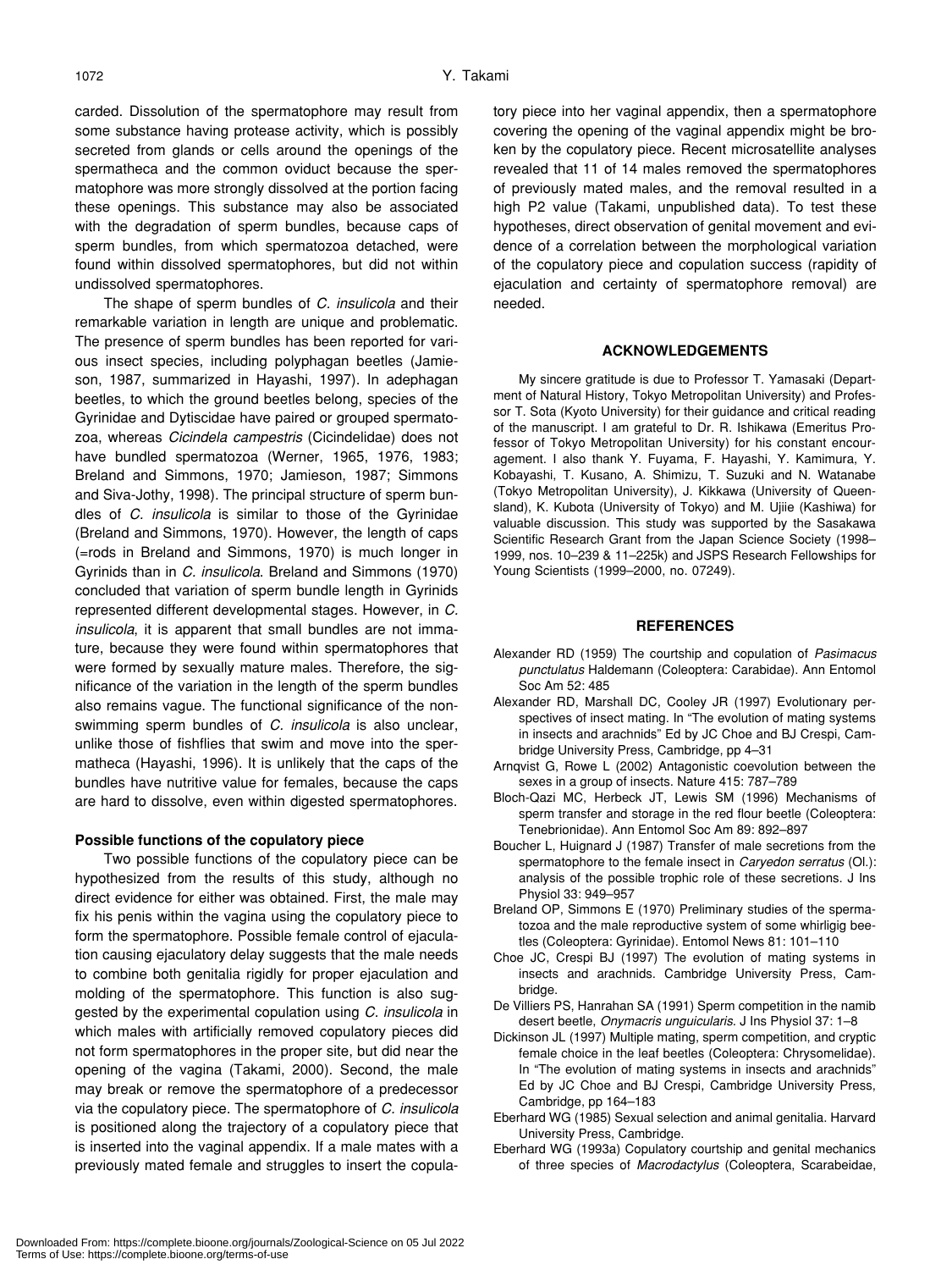carded. Dissolution of the spermatophore may result from some substance having protease activity, which is possibly secreted from glands or cells around the openings of the spermatheca and the common oviduct because the spermatophore was more strongly dissolved at the portion facing these openings. This substance may also be associated with the degradation of sperm bundles, because caps of sperm bundles, from which spermatozoa detached, were found within dissolved spermatophores, but did not within undissolved spermatophores.

The shape of sperm bundles of *C. insulicola* and their remarkable variation in length are unique and problematic. The presence of sperm bundles has been reported for various insect species, including polyphagan beetles (Jamieson, 1987, summarized in Hayashi, 1997). In adephagan beetles, to which the ground beetles belong, species of the Gyrinidae and Dytiscidae have paired or grouped spermatozoa, whereas *Cicindela campestris* (Cicindelidae) does not have bundled spermatozoa (Werner, 1965, 1976, 1983; Breland and Simmons, 1970; Jamieson, 1987; Simmons and Siva-Jothy, 1998). The principal structure of sperm bundles of *C. insulicola* is similar to those of the Gyrinidae (Breland and Simmons, 1970). However, the length of caps (=rods in Breland and Simmons, 1970) is much longer in Gyrinids than in *C. insulicola*. Breland and Simmons (1970) concluded that variation of sperm bundle length in Gyrinids represented different developmental stages. However, in *C. insulicola*, it is apparent that small bundles are not immature, because they were found within spermatophores that were formed by sexually mature males. Therefore, the significance of the variation in the length of the sperm bundles also remains vague. The functional significance of the non-swimming sperm bundles of *C. insulicola* is also unclear, unlike those of fishflies that swim and move into the spermatheca (Hayashi, 1996). It is unlikely that the caps of the bundles have nutritive value for females, because the caps are hard to dissolve, even within digested spermatophores.

### Possible functions of the copulatory piece

Two possible functions of the copulatory piece can be hypothesized from the results of this study, although no direct evidence for either was obtained. First, the male may fix his penis within the vagina using the copulatory piece to form the spermatophore. Possible female control of ejaculation causing ejaculatory delay suggests that the male needs to combine both genitalia rigidly for proper ejaculation and molding of the spermatophore. This function is also suggested by the experimental copulation using *C. insulicola* in which males with artificially removed copulatory pieces did not form spermatophores in the proper site, but did near the opening of the vagina (Takami, 2000). Second, the male may break or remove the spermatophore of a predecessor via the copulatory piece. The spermatophore of *C. insulicola* is positioned along the trajectory of a copulatory piece that is inserted into the vaginal appendix. If a male mates with a previously mated female and struggles to insert the copulatory piece into her vaginal appendix, then a spermatophore covering the opening of the vaginal appendix might be broken by the copulatory piece. Recent microsatellite analyses revealed that 11 of 14 males removed the spermatophores of previously mated males, and the removal resulted in a high P2 value (Takami, unpublished data). To test these hypotheses, direct observation of genital movement and evidence of a correlation between the morphological variation of the copulatory piece and copulation success (rapidity of ejaculation and certainty of spermatophore removal) are needed.

## ACKNOWLEDGEMENTS

My sincere gratitude is due to Professor T. Yamasaki (Department of Natural History, Tokyo Metropolitan University) and Professor T. Sota (Kyoto University) for their guidance and critical reading of the manuscript. I am grateful to Dr. R. Ishikawa (Emeritus Professor of Tokyo Metropolitan University) for his constant encouragement. I also thank Y. Fuyama, F. Hayashi, Y. Kamimura, Y. Kobayashi, T. Kusano, A. Shimizu, T. Suzuki and N. Watanabe (Tokyo Metropolitan University), J. Kikkawa (University of Queensland), K. Kubota (University of Tokyo) and M. Ujiie (Kashiwa) for valuable discussion. This study was supported by the Sasakawa Scientific Research Grant from the Japan Science Society (1998–1999, nos. 10–239 & 11–225k) and JSPS Research Fellowships for Young Scientists (1999–2000, no. 07249).

## REFERENCES

Alexander RD (1959) The courtship and copulation of *Pasimacus punctulatus* Haldemann (Coleoptera: Carabidae). Ann Entomol Soc Am 52: 485

Alexander RD, Marshall DC, Cooley JR (1997) Evolutionary perspectives of insect mating. In "The evolution of mating systems in insects and arachnids" Ed by JC Choe and BJ Crespi, Cambridge University Press, Cambridge, pp 4–31

Arnqvist G, Rowe L (2002) Antagonistic coevolution between the sexes in a group of insects. Nature 415: 787–789

Bloch-Qazi MC, Herbeck JT, Lewis SM (1996) Mechanisms of sperm transfer and storage in the red flour beetle (Coleoptera: Tenebrionidae). Ann Entomol Soc Am 89: 892–897

Boucher L, Huignard J (1987) Transfer of male secretions from the spermatophore to the female insect in *Caryedon serratus* (Ol.): analysis of the possible trophic role of these secretions. J Ins Physiol 33: 949–957

Breland OP, Simmons E (1970) Preliminary studies of the spermatozoa and the male reproductive system of some whirligig beetles (Coleoptera: Gyrinidae). Entomol News 81: 101–110

Choe JC, Crespi BJ (1997) The evolution of mating systems in insects and arachnids. Cambridge University Press, Cambridge.

De Villiers PS, Hanrahan SA (1991) Sperm competition in the namib desert beetle, *Onymacris unguicularis*. J Ins Physiol 37: 1–8

Dickinson JL (1997) Multiple mating, sperm competition, and cryptic female choice in the leaf beetles (Coleoptera: Chrysomelidae). In "The evolution of mating systems in insects and arachnids" Ed by JC Choe and BJ Crespi, Cambridge University Press, Cambridge, pp 164–183

Eberhard WG (1985) Sexual selection and animal genitalia. Harvard University Press, Cambridge.

Eberhard WG (1993a) Copulatory courtship and genital mechanics of three species of *Macrodactylus* (Coleoptera, Scarabeidae,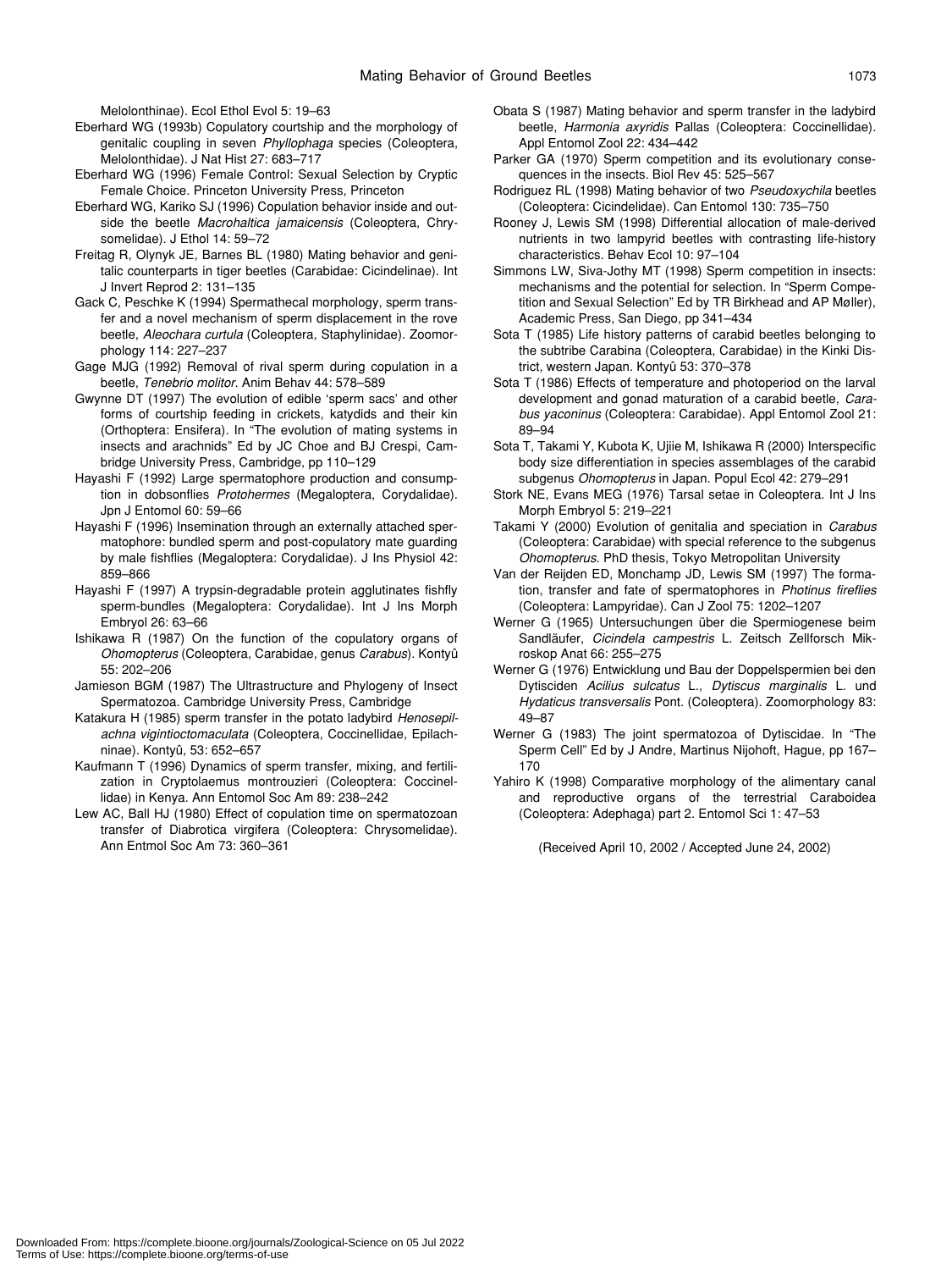Melolonthinae). Ecol Ethol Evol 5: 19–63

Eberhard WG (1993b) Copulatory courtship and the morphology of genitalic coupling in seven *Phyllophaga* species (Coleoptera, Melolonthidae). J Nat Hist 27: 683–717

Eberhard WG (1996) Female Control: Sexual Selection by Cryptic Female Choice. Princeton University Press, Princeton

Eberhard WG, Kariko SJ (1996) Copulation behavior inside and outside the beetle *Macrohaltica jamaicensis* (Coleoptera, Chrysomelidae). J Ethol 14: 59–72

Freitag R, Olynyk JE, Barnes BL (1980) Mating behavior and genitalic counterparts in tiger beetles (Carabidae: Cicindelinae). Int J Invert Reprod 2: 131–135

Gack C, Peschke K (1994) Spermathecal morphology, sperm transfer and a novel mechanism of sperm displacement in the rove beetle, *Aleochara curtula* (Coleoptera, Staphylinidae). Zoomorphology 114: 227–237

Gage MJG (1992) Removal of rival sperm during copulation in a beetle, *Tenebrio molitor*. Anim Behav 44: 578–589

Gwynne DT (1997) The evolution of edible 'sperm sacs' and other forms of courtship feeding in crickets, katydids and their kin (Orthoptera: Ensifera). In "The evolution of mating systems in insects and arachnids" Ed by JC Choe and BJ Crespi, Cambridge University Press, Cambridge, pp 110–129

Hayashi F (1992) Large spermatophore production and consumption in dobsonflies *Protohermes* (Megaloptera, Corydalidae). Jpn J Entomol 60: 59–66

Hayashi F (1996) Insemination through an externally attached spermatophore: bundled sperm and post-copulatory mate guarding by male fishflies (Megaloptera: Corydalidae). J Ins Physiol 42: 859–866

Hayashi F (1997) A trypsin-degradable protein agglutinates fishfly sperm-bundles (Megaloptera: Corydalidae). Int J Ins Morph Embryol 26: 63–66

Ishikawa R (1987) On the function of the copulatory organs of *Ohomopterus* (Coleoptera, Carabidae, genus *Carabus*). Kontyû 55: 202–206

Jamieson BGM (1987) The Ultrastructure and Phylogeny of Insect Spermatozoa. Cambridge University Press, Cambridge

Katakura H (1985) sperm transfer in the potato ladybird *Henosepilachna vigintioctomaculata* (Coleoptera, Coccinellidae, Epilachninae). Kontyû, 53: 652–657

Kaufmann T (1996) Dynamics of sperm transfer, mixing, and fertilization in Cryptolaemus montrouzieri (Coleoptera: Coccinellidae) in Kenya. Ann Entomol Soc Am 89: 238–242

Lew AC, Ball HJ (1980) Effect of copulation time on spermatozoan transfer of Diabrotica virgifera (Coleoptera: Chrysomelidae). Ann Entmol Soc Am 73: 360–361

Obata S (1987) Mating behavior and sperm transfer in the ladybird beetle, *Harmonia axyridis* Pallas (Coleoptera: Coccinellidae). Appl Entomol Zool 22: 434–442

Parker GA (1970) Sperm competition and its evolutionary consequences in the insects. Biol Rev 45: 525–567

Rodriguez RL (1998) Mating behavior of two *Pseudoxychila* beetles (Coleoptera: Cicindelidae). Can Entomol 130: 735–750

Rooney J, Lewis SM (1998) Differential allocation of male-derived nutrients in two lampyrid beetles with contrasting life-history characteristics. Behav Ecol 10: 97–104

Simmons LW, Siva-Jothy MT (1998) Sperm competition in insects: mechanisms and the potential for selection. In "Sperm Competition and Sexual Selection" Ed by TR Birkhead and AP Møller), Academic Press, San Diego, pp 341–434

Sota T (1985) Life history patterns of carabid beetles belonging to the subtribe Carabina (Coleoptera, Carabidae) in the Kinki District, western Japan. Kontyû 53: 370–378

Sota T (1986) Effects of temperature and photoperiod on the larval development and gonad maturation of a carabid beetle, *Carabus yaconinus* (Coleoptera: Carabidae). Appl Entomol Zool 21: 89–94

Sota T, Takami Y, Kubota K, Ujiie M, Ishikawa R (2000) Interspecific body size differentiation in species assemblages of the carabid subgenus *Ohomopterus* in Japan. Popul Ecol 42: 279–291

Stork NE, Evans MEG (1976) Tarsal setae in Coleoptera. Int J Ins Morph Embryol 5: 219–221

Takami Y (2000) Evolution of genitalia and speciation in *Carabus* (Coleoptera: Carabidae) with special reference to the subgenus *Ohomopterus*. PhD thesis, Tokyo Metropolitan University

Van der Reijden ED, Monchamp JD, Lewis SM (1997) The formation, transfer and fate of spermatophores in *Photinus fireflies* (Coleoptera: Lampyridae). Can J Zool 75: 1202–1207

Werner G (1965) Untersuchungen über die Spermiogenese beim Sandläufer, *Cicindela campestris* L. Zeitsch Zellforsch Mikroskop Anat 66: 255–275

Werner G (1976) Entwicklung und Bau der Doppelspermien bei den Dytisciden *Acilius sulcatus* L., *Dytiscus marginalis* L. und *Hydaticus transversalis* Pont. (Coleoptera). Zoomorphology 83: 49–87

Werner G (1983) The joint spermatozoa of Dytiscidae. In "The Sperm Cell" Ed by J Andre, Martinus Nijohoft, Hague, pp 167–170

Yahiro K (1998) Comparative morphology of the alimentary canal and reproductive organs of the terrestrial Caraboidea (Coleoptera: Adephaga) part 2. Entomol Sci 1: 47–53

(Received April 10, 2002 / Accepted June 24, 2002)